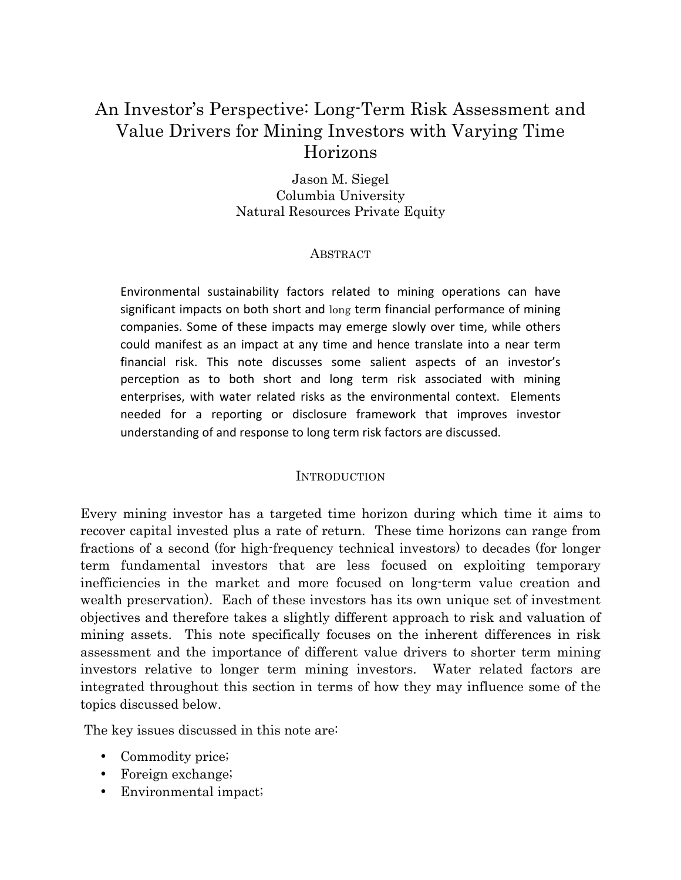# An Investor's Perspective: Long-Term Risk Assessment and Value Drivers for Mining Investors with Varying Time Horizons

Jason M. Siegel
Columbia University
Natural Resources Private Equity

## Abstract

Environmental sustainability factors related to mining operations can have significant impacts on both short and long term financial performance of mining companies. Some of these impacts may emerge slowly over time, while others could manifest as an impact at any time and hence translate into a near term financial risk. This note discusses some salient aspects of an investor's perception as to both short and long term risk associated with mining enterprises, with water related risks as the environmental context. Elements needed for a reporting or disclosure framework that improves investor understanding of and response to long term risk factors are discussed.

## Introduction

Every mining investor has a targeted time horizon during which time it aims to recover capital invested plus a rate of return. These time horizons can range from fractions of a second (for high-frequency technical investors) to decades (for longer term fundamental investors that are less focused on exploiting temporary inefficiencies in the market and more focused on long-term value creation and wealth preservation). Each of these investors has its own unique set of investment objectives and therefore takes a slightly different approach to risk and valuation of mining assets. This note specifically focuses on the inherent differences in risk assessment and the importance of different value drivers to shorter term mining investors relative to longer term mining investors. Water related factors are integrated throughout this section in terms of how they may influence some of the topics discussed below.

The key issues discussed in this note are:

- Commodity price;
- Foreign exchange;
- Environmental impact;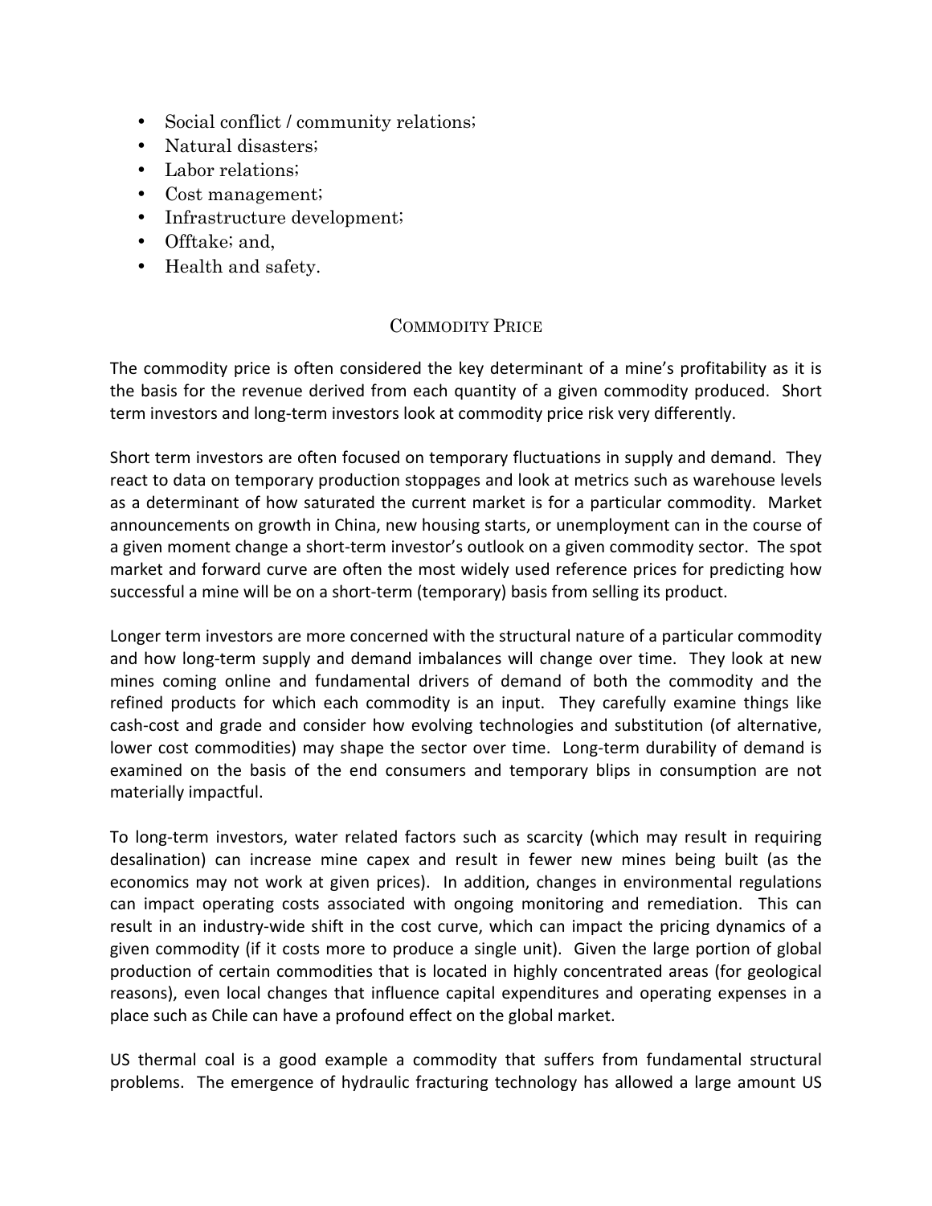- Social conflict / community relations;
- Natural disasters;
- Labor relations;
- Cost management;
- Infrastructure development;
- Offtake; and,
- Health and safety.

## Commodity Price

The commodity price is often considered the key determinant of a mine's profitability as it is the basis for the revenue derived from each quantity of a given commodity produced. Short term investors and long-term investors look at commodity price risk very differently.

Short term investors are often focused on temporary fluctuations in supply and demand. They react to data on temporary production stoppages and look at metrics such as warehouse levels as a determinant of how saturated the current market is for a particular commodity. Market announcements on growth in China, new housing starts, or unemployment can in the course of a given moment change a short-term investor's outlook on a given commodity sector. The spot market and forward curve are often the most widely used reference prices for predicting how successful a mine will be on a short-term (temporary) basis from selling its product.

Longer term investors are more concerned with the structural nature of a particular commodity and how long-term supply and demand imbalances will change over time. They look at new mines coming online and fundamental drivers of demand of both the commodity and the refined products for which each commodity is an input. They carefully examine things like cash-cost and grade and consider how evolving technologies and substitution (of alternative, lower cost commodities) may shape the sector over time. Long-term durability of demand is examined on the basis of the end consumers and temporary blips in consumption are not materially impactful.

To long-term investors, water related factors such as scarcity (which may result in requiring desalination) can increase mine capex and result in fewer new mines being built (as the economics may not work at given prices). In addition, changes in environmental regulations can impact operating costs associated with ongoing monitoring and remediation. This can result in an industry-wide shift in the cost curve, which can impact the pricing dynamics of a given commodity (if it costs more to produce a single unit). Given the large portion of global production of certain commodities that is located in highly concentrated areas (for geological reasons), even local changes that influence capital expenditures and operating expenses in a place such as Chile can have a profound effect on the global market.

US thermal coal is a good example a commodity that suffers from fundamental structural problems. The emergence of hydraulic fracturing technology has allowed a large amount US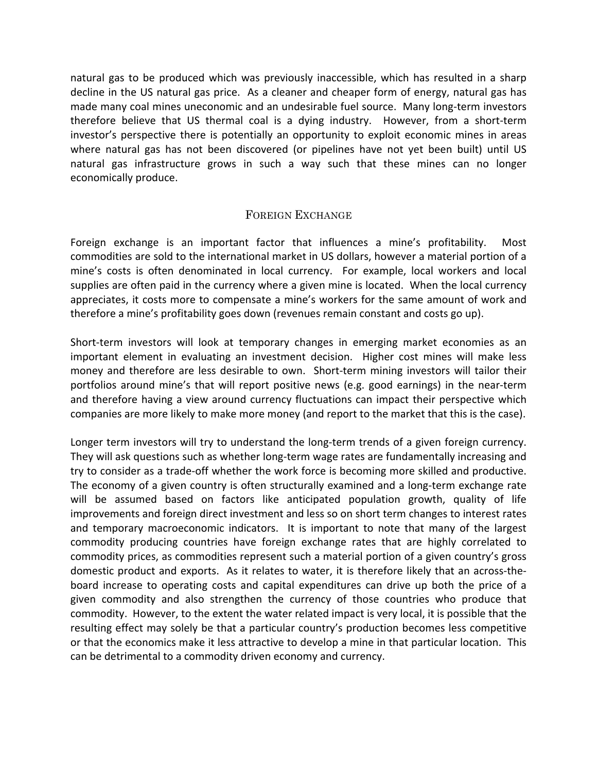natural gas to be produced which was previously inaccessible, which has resulted in a sharp decline in the US natural gas price. As a cleaner and cheaper form of energy, natural gas has made many coal mines uneconomic and an undesirable fuel source. Many long-term investors therefore believe that US thermal coal is a dying industry. However, from a short-term investor's perspective there is potentially an opportunity to exploit economic mines in areas where natural gas has not been discovered (or pipelines have not yet been built) until US natural gas infrastructure grows in such a way such that these mines can no longer economically produce.

## Foreign Exchange

Foreign exchange is an important factor that influences a mine's profitability. Most commodities are sold to the international market in US dollars, however a material portion of a mine's costs is often denominated in local currency. For example, local workers and local supplies are often paid in the currency where a given mine is located. When the local currency appreciates, it costs more to compensate a mine's workers for the same amount of work and therefore a mine's profitability goes down (revenues remain constant and costs go up).

Short-term investors will look at temporary changes in emerging market economies as an important element in evaluating an investment decision. Higher cost mines will make less money and therefore are less desirable to own. Short-term mining investors will tailor their portfolios around mine's that will report positive news (e.g. good earnings) in the near-term and therefore having a view around currency fluctuations can impact their perspective which companies are more likely to make more money (and report to the market that this is the case).

Longer term investors will try to understand the long-term trends of a given foreign currency. They will ask questions such as whether long-term wage rates are fundamentally increasing and try to consider as a trade-off whether the work force is becoming more skilled and productive. The economy of a given country is often structurally examined and a long-term exchange rate will be assumed based on factors like anticipated population growth, quality of life improvements and foreign direct investment and less so on short term changes to interest rates and temporary macroeconomic indicators. It is important to note that many of the largest commodity producing countries have foreign exchange rates that are highly correlated to commodity prices, as commodities represent such a material portion of a given country's gross domestic product and exports. As it relates to water, it is therefore likely that an across-the-board increase to operating costs and capital expenditures can drive up both the price of a given commodity and also strengthen the currency of those countries who produce that commodity. However, to the extent the water related impact is very local, it is possible that the resulting effect may solely be that a particular country's production becomes less competitive or that the economics make it less attractive to develop a mine in that particular location. This can be detrimental to a commodity driven economy and currency.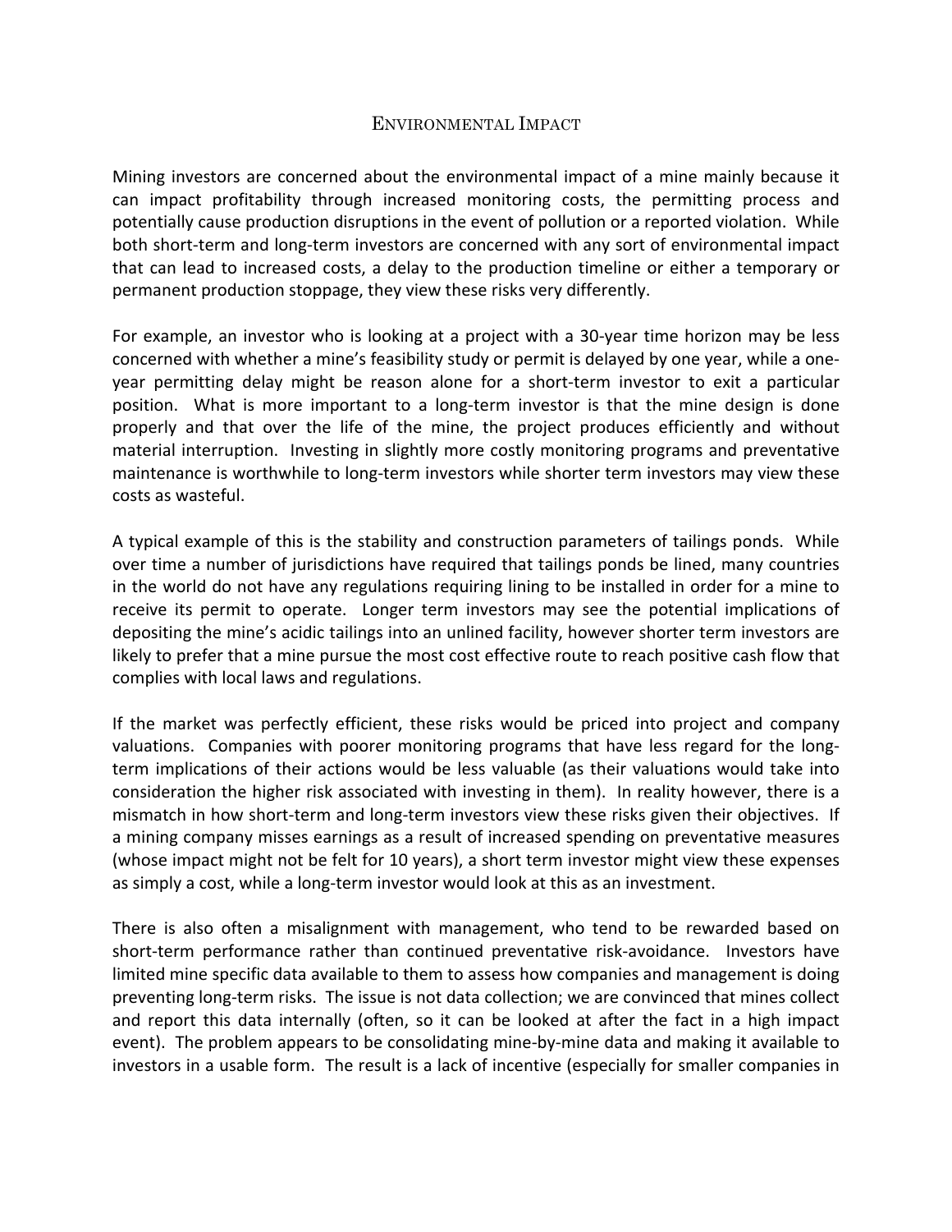## Environmental Impact

Mining investors are concerned about the environmental impact of a mine mainly because it can impact profitability through increased monitoring costs, the permitting process and potentially cause production disruptions in the event of pollution or a reported violation. While both short-term and long-term investors are concerned with any sort of environmental impact that can lead to increased costs, a delay to the production timeline or either a temporary or permanent production stoppage, they view these risks very differently.

For example, an investor who is looking at a project with a 30-year time horizon may be less concerned with whether a mine's feasibility study or permit is delayed by one year, while a one-year permitting delay might be reason alone for a short-term investor to exit a particular position. What is more important to a long-term investor is that the mine design is done properly and that over the life of the mine, the project produces efficiently and without material interruption. Investing in slightly more costly monitoring programs and preventative maintenance is worthwhile to long-term investors while shorter term investors may view these costs as wasteful.

A typical example of this is the stability and construction parameters of tailings ponds. While over time a number of jurisdictions have required that tailings ponds be lined, many countries in the world do not have any regulations requiring lining to be installed in order for a mine to receive its permit to operate. Longer term investors may see the potential implications of depositing the mine's acidic tailings into an unlined facility, however shorter term investors are likely to prefer that a mine pursue the most cost effective route to reach positive cash flow that complies with local laws and regulations.

If the market was perfectly efficient, these risks would be priced into project and company valuations. Companies with poorer monitoring programs that have less regard for the long-term implications of their actions would be less valuable (as their valuations would take into consideration the higher risk associated with investing in them). In reality however, there is a mismatch in how short-term and long-term investors view these risks given their objectives. If a mining company misses earnings as a result of increased spending on preventative measures (whose impact might not be felt for 10 years), a short term investor might view these expenses as simply a cost, while a long-term investor would look at this as an investment.

There is also often a misalignment with management, who tend to be rewarded based on short-term performance rather than continued preventative risk-avoidance. Investors have limited mine specific data available to them to assess how companies and management is doing preventing long-term risks. The issue is not data collection; we are convinced that mines collect and report this data internally (often, so it can be looked at after the fact in a high impact event). The problem appears to be consolidating mine-by-mine data and making it available to investors in a usable form. The result is a lack of incentive (especially for smaller companies in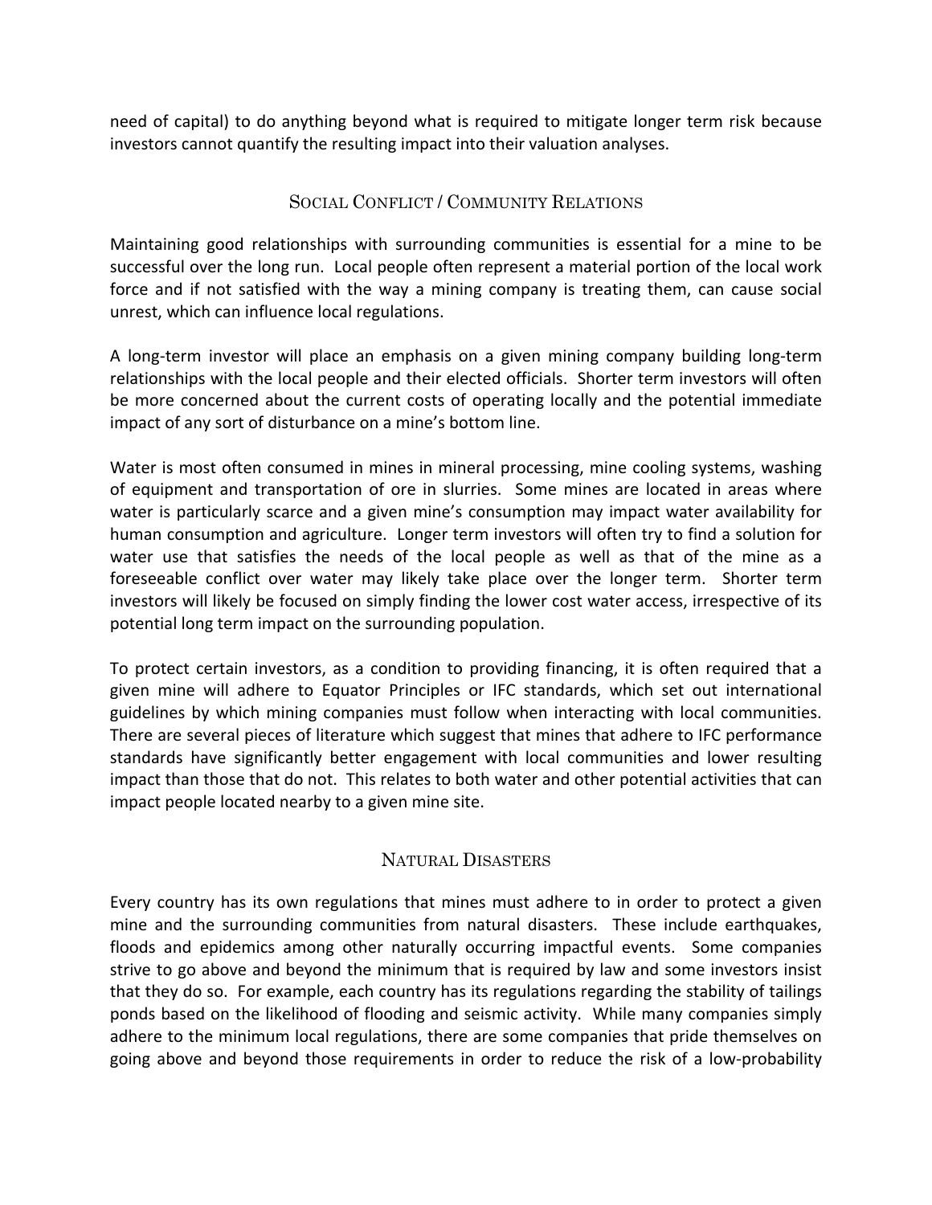need of capital) to do anything beyond what is required to mitigate longer term risk because investors cannot quantify the resulting impact into their valuation analyses.

## Social Conflict / Community Relations

Maintaining good relationships with surrounding communities is essential for a mine to be successful over the long run. Local people often represent a material portion of the local work force and if not satisfied with the way a mining company is treating them, can cause social unrest, which can influence local regulations.

A long-term investor will place an emphasis on a given mining company building long-term relationships with the local people and their elected officials. Shorter term investors will often be more concerned about the current costs of operating locally and the potential immediate impact of any sort of disturbance on a mine's bottom line.

Water is most often consumed in mines in mineral processing, mine cooling systems, washing of equipment and transportation of ore in slurries. Some mines are located in areas where water is particularly scarce and a given mine's consumption may impact water availability for human consumption and agriculture. Longer term investors will often try to find a solution for water use that satisfies the needs of the local people as well as that of the mine as a foreseeable conflict over water may likely take place over the longer term. Shorter term investors will likely be focused on simply finding the lower cost water access, irrespective of its potential long term impact on the surrounding population.

To protect certain investors, as a condition to providing financing, it is often required that a given mine will adhere to Equator Principles or IFC standards, which set out international guidelines by which mining companies must follow when interacting with local communities. There are several pieces of literature which suggest that mines that adhere to IFC performance standards have significantly better engagement with local communities and lower resulting impact than those that do not. This relates to both water and other potential activities that can impact people located nearby to a given mine site.

## Natural Disasters

Every country has its own regulations that mines must adhere to in order to protect a given mine and the surrounding communities from natural disasters. These include earthquakes, floods and epidemics among other naturally occurring impactful events. Some companies strive to go above and beyond the minimum that is required by law and some investors insist that they do so. For example, each country has its regulations regarding the stability of tailings ponds based on the likelihood of flooding and seismic activity. While many companies simply adhere to the minimum local regulations, there are some companies that pride themselves on going above and beyond those requirements in order to reduce the risk of a low-probability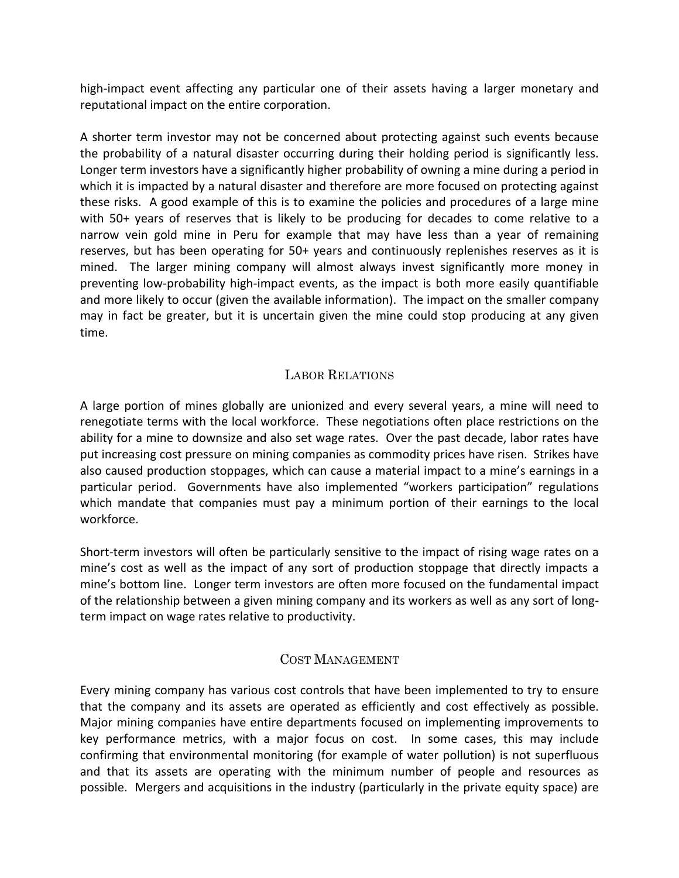high-impact event affecting any particular one of their assets having a larger monetary and reputational impact on the entire corporation.

A shorter term investor may not be concerned about protecting against such events because the probability of a natural disaster occurring during their holding period is significantly less. Longer term investors have a significantly higher probability of owning a mine during a period in which it is impacted by a natural disaster and therefore are more focused on protecting against these risks. A good example of this is to examine the policies and procedures of a large mine with 50+ years of reserves that is likely to be producing for decades to come relative to a narrow vein gold mine in Peru for example that may have less than a year of remaining reserves, but has been operating for 50+ years and continuously replenishes reserves as it is mined. The larger mining company will almost always invest significantly more money in preventing low-probability high-impact events, as the impact is both more easily quantifiable and more likely to occur (given the available information). The impact on the smaller company may in fact be greater, but it is uncertain given the mine could stop producing at any given time.

## Labor Relations

A large portion of mines globally are unionized and every several years, a mine will need to renegotiate terms with the local workforce. These negotiations often place restrictions on the ability for a mine to downsize and also set wage rates. Over the past decade, labor rates have put increasing cost pressure on mining companies as commodity prices have risen. Strikes have also caused production stoppages, which can cause a material impact to a mine's earnings in a particular period. Governments have also implemented "workers participation" regulations which mandate that companies must pay a minimum portion of their earnings to the local workforce.

Short-term investors will often be particularly sensitive to the impact of rising wage rates on a mine's cost as well as the impact of any sort of production stoppage that directly impacts a mine's bottom line. Longer term investors are often more focused on the fundamental impact of the relationship between a given mining company and its workers as well as any sort of long-term impact on wage rates relative to productivity.

## Cost Management

Every mining company has various cost controls that have been implemented to try to ensure that the company and its assets are operated as efficiently and cost effectively as possible. Major mining companies have entire departments focused on implementing improvements to key performance metrics, with a major focus on cost. In some cases, this may include confirming that environmental monitoring (for example of water pollution) is not superfluous and that its assets are operating with the minimum number of people and resources as possible. Mergers and acquisitions in the industry (particularly in the private equity space) are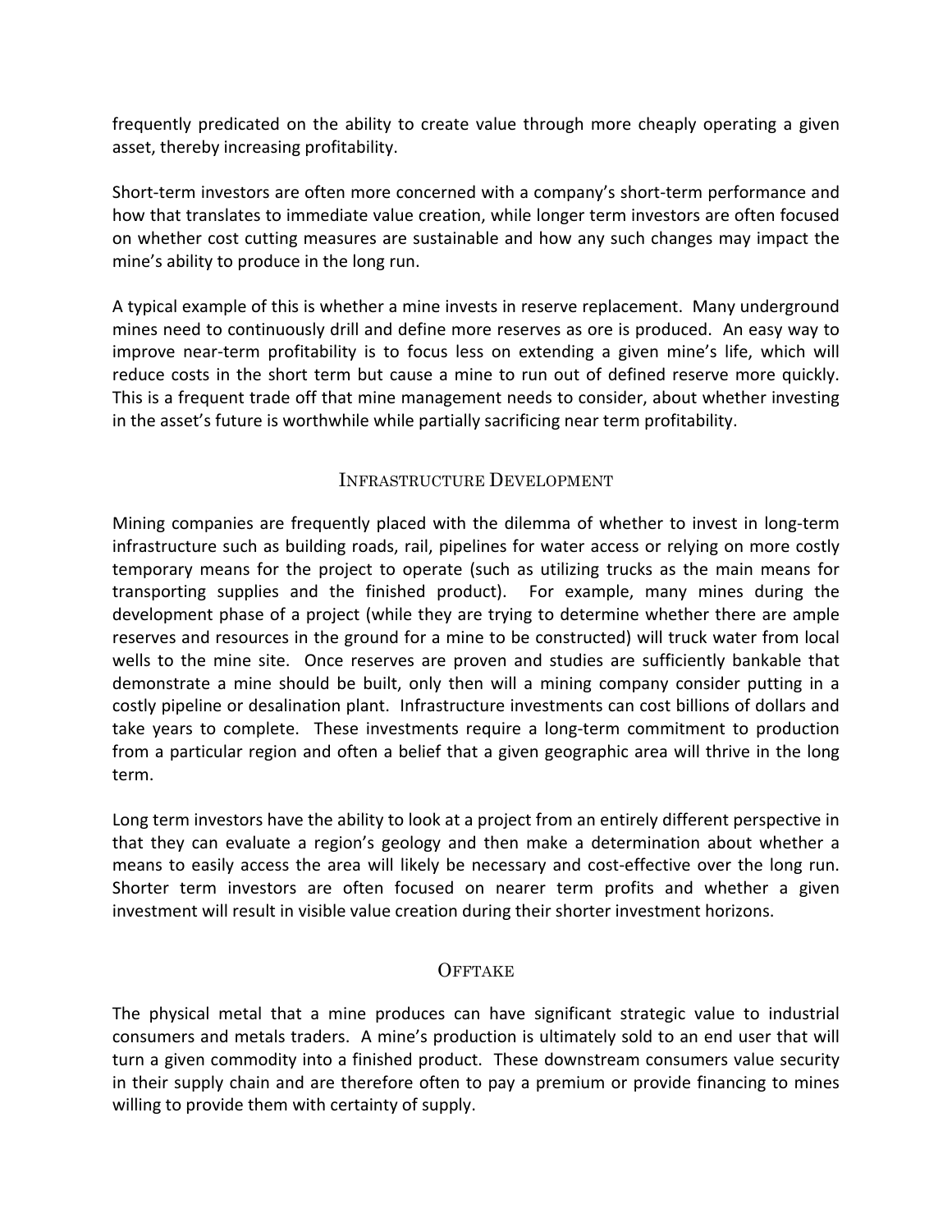frequently predicated on the ability to create value through more cheaply operating a given asset, thereby increasing profitability.

Short-term investors are often more concerned with a company's short-term performance and how that translates to immediate value creation, while longer term investors are often focused on whether cost cutting measures are sustainable and how any such changes may impact the mine's ability to produce in the long run.

A typical example of this is whether a mine invests in reserve replacement. Many underground mines need to continuously drill and define more reserves as ore is produced. An easy way to improve near-term profitability is to focus less on extending a given mine's life, which will reduce costs in the short term but cause a mine to run out of defined reserve more quickly. This is a frequent trade off that mine management needs to consider, about whether investing in the asset's future is worthwhile while partially sacrificing near term profitability.

## Infrastructure Development

Mining companies are frequently placed with the dilemma of whether to invest in long-term infrastructure such as building roads, rail, pipelines for water access or relying on more costly temporary means for the project to operate (such as utilizing trucks as the main means for transporting supplies and the finished product). For example, many mines during the development phase of a project (while they are trying to determine whether there are ample reserves and resources in the ground for a mine to be constructed) will truck water from local wells to the mine site. Once reserves are proven and studies are sufficiently bankable that demonstrate a mine should be built, only then will a mining company consider putting in a costly pipeline or desalination plant. Infrastructure investments can cost billions of dollars and take years to complete. These investments require a long-term commitment to production from a particular region and often a belief that a given geographic area will thrive in the long term.

Long term investors have the ability to look at a project from an entirely different perspective in that they can evaluate a region's geology and then make a determination about whether a means to easily access the area will likely be necessary and cost-effective over the long run. Shorter term investors are often focused on nearer term profits and whether a given investment will result in visible value creation during their shorter investment horizons.

## Offtake

The physical metal that a mine produces can have significant strategic value to industrial consumers and metals traders. A mine's production is ultimately sold to an end user that will turn a given commodity into a finished product. These downstream consumers value security in their supply chain and are therefore often to pay a premium or provide financing to mines willing to provide them with certainty of supply.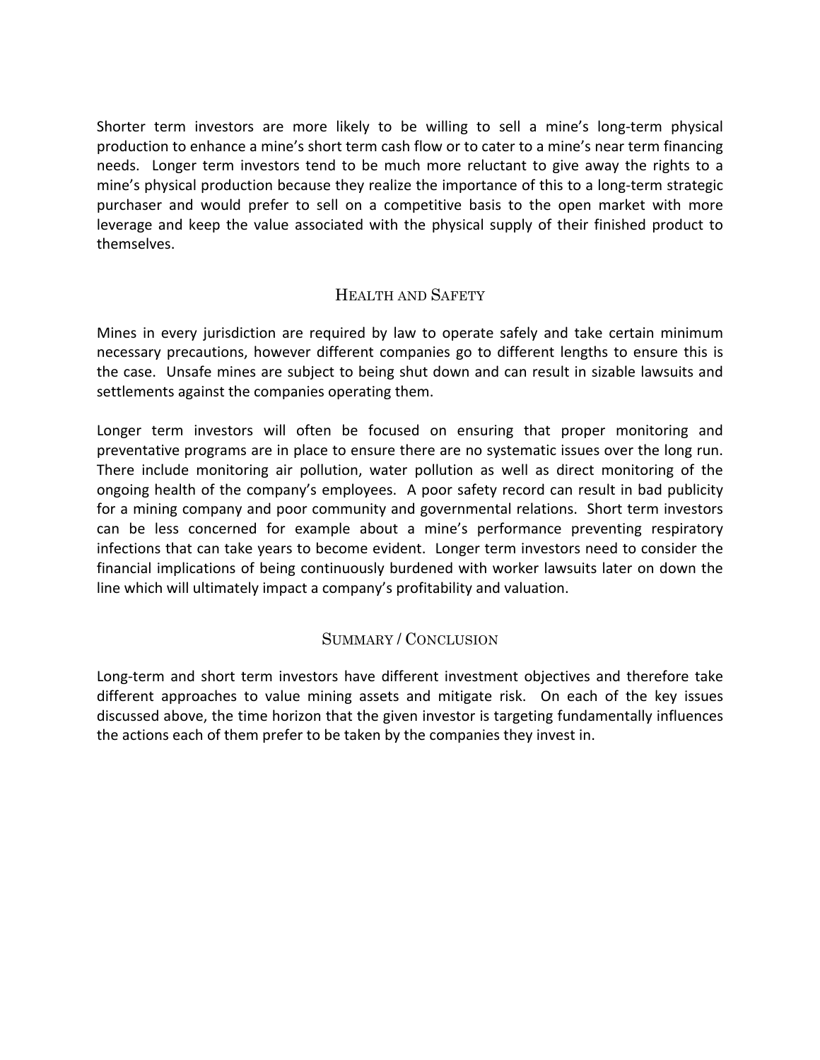Shorter term investors are more likely to be willing to sell a mine's long-term physical production to enhance a mine's short term cash flow or to cater to a mine's near term financing needs. Longer term investors tend to be much more reluctant to give away the rights to a mine's physical production because they realize the importance of this to a long-term strategic purchaser and would prefer to sell on a competitive basis to the open market with more leverage and keep the value associated with the physical supply of their finished product to themselves.

## Health and Safety

Mines in every jurisdiction are required by law to operate safely and take certain minimum necessary precautions, however different companies go to different lengths to ensure this is the case. Unsafe mines are subject to being shut down and can result in sizable lawsuits and settlements against the companies operating them.

Longer term investors will often be focused on ensuring that proper monitoring and preventative programs are in place to ensure there are no systematic issues over the long run. There include monitoring air pollution, water pollution as well as direct monitoring of the ongoing health of the company's employees. A poor safety record can result in bad publicity for a mining company and poor community and governmental relations. Short term investors can be less concerned for example about a mine's performance preventing respiratory infections that can take years to become evident. Longer term investors need to consider the financial implications of being continuously burdened with worker lawsuits later on down the line which will ultimately impact a company's profitability and valuation.

## Summary / Conclusion

Long-term and short term investors have different investment objectives and therefore take different approaches to value mining assets and mitigate risk. On each of the key issues discussed above, the time horizon that the given investor is targeting fundamentally influences the actions each of them prefer to be taken by the companies they invest in.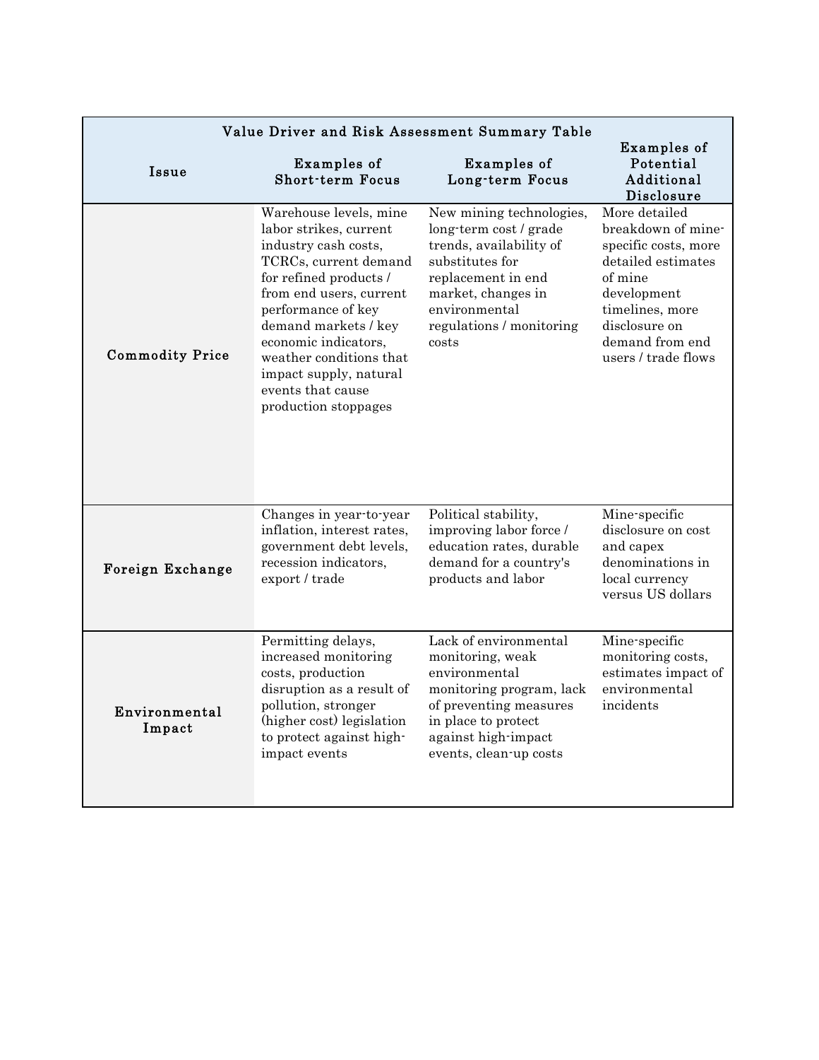| Value Driver and Risk Assessment Summary Table | | | |
|---|---|---|---|
| **Issue** | **Examples of Short-term Focus** | **Examples of Long-term Focus** | **Examples of Potential Additional Disclosure** |
| **Commodity Price** | Warehouse levels, mine labor strikes, current industry cash costs, TCRCs, current demand for refined products / from end users, current performance of key demand markets / key economic indicators, weather conditions that impact supply, natural events that cause production stoppages | New mining technologies, long-term cost / grade trends, availability of substitutes for replacement in end market, changes in environmental regulations / monitoring costs | More detailed breakdown of mine-specific costs, more detailed estimates of mine development timelines, more disclosure on demand from end users / trade flows |
| **Foreign Exchange** | Changes in year-to-year inflation, interest rates, government debt levels, recession indicators, export / trade | Political stability, improving labor force / education rates, durable demand for a country's products and labor | Mine-specific disclosure on cost and capex denominations in local currency versus US dollars |
| **Environmental Impact** | Permitting delays, increased monitoring costs, production disruption as a result of pollution, stronger (higher cost) legislation to protect against high-impact events | Lack of environmental monitoring, weak environmental monitoring program, lack of preventing measures in place to protect against high-impact events, clean-up costs | Mine-specific monitoring costs, estimates impact of environmental incidents |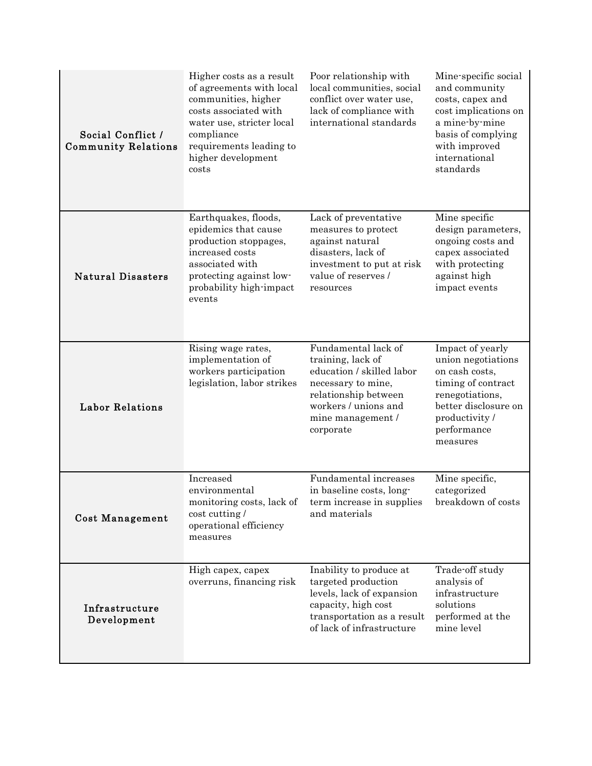| | | | |
|---|---|---|---|
| **Social Conflict / Community Relations** | Higher costs as a result of agreements with local communities, higher costs associated with water use, stricter local compliance requirements leading to higher development costs | Poor relationship with local communities, social conflict over water use, lack of compliance with international standards | Mine-specific social and community costs, capex and cost implications on a mine-by-mine basis of complying with improved international standards |
| **Natural Disasters** | Earthquakes, floods, epidemics that cause production stoppages, increased costs associated with protecting against low-probability high-impact events | Lack of preventative measures to protect against natural disasters, lack of investment to put at risk value of reserves / resources | Mine specific design parameters, ongoing costs and capex associated with protecting against high impact events |
| **Labor Relations** | Rising wage rates, implementation of workers participation legislation, labor strikes | Fundamental lack of training, lack of education / skilled labor necessary to mine, relationship between workers / unions and mine management / corporate | Impact of yearly union negotiations on cash costs, timing of contract renegotiations, better disclosure on productivity / performance measures |
| **Cost Management** | Increased environmental monitoring costs, lack of cost cutting / operational efficiency measures | Fundamental increases in baseline costs, long-term increase in supplies and materials | Mine specific, categorized breakdown of costs |
| **Infrastructure Development** | High capex, capex overruns, financing risk | Inability to produce at targeted production levels, lack of expansion capacity, high cost transportation as a result of lack of infrastructure | Trade-off study analysis of infrastructure solutions performed at the mine level |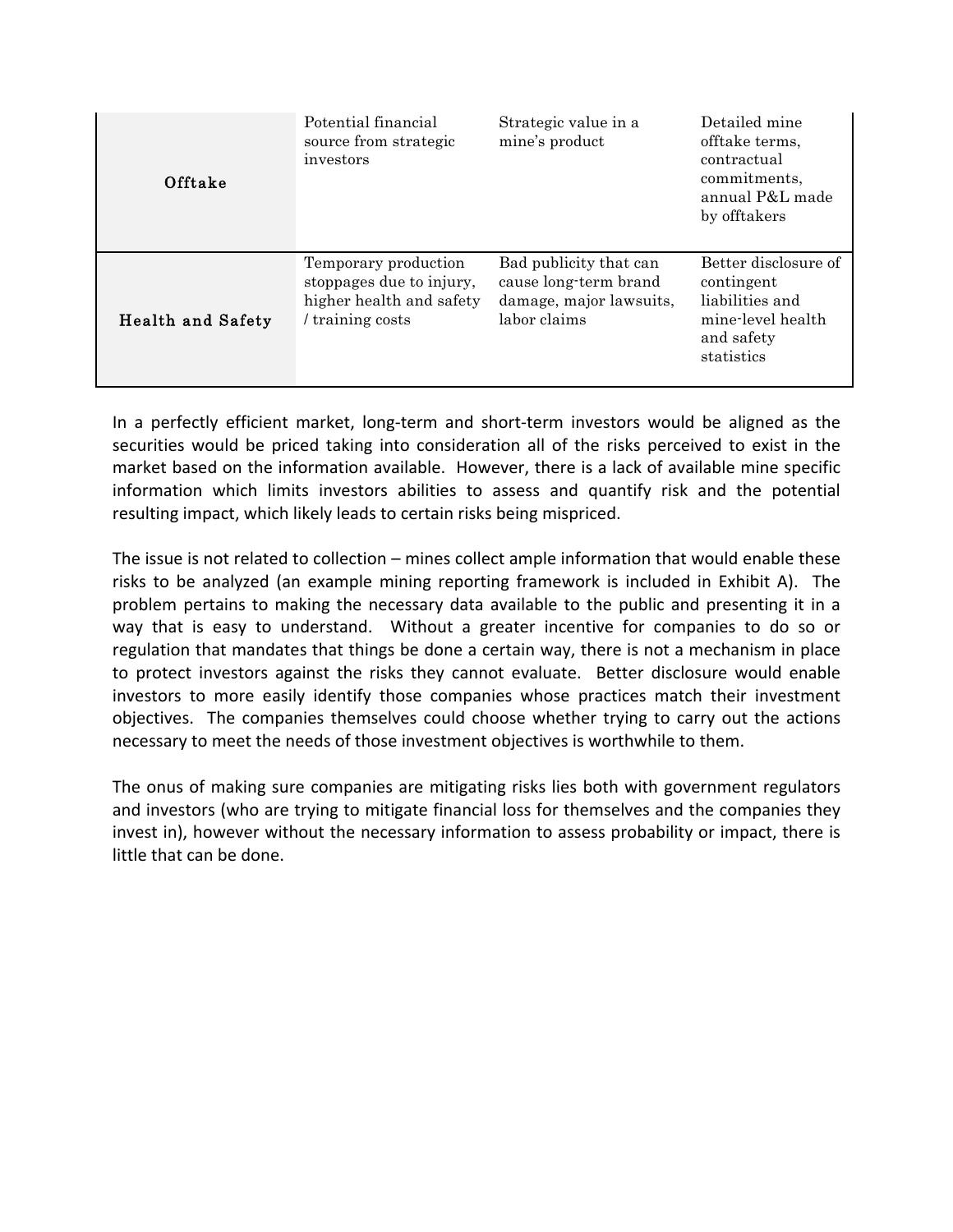| | | | |
|---|---|---|---|
| Offtake | Potential financial source from strategic investors | Strategic value in a mine's product | Detailed mine offtake terms, contractual commitments, annual P&L made by offtakers |
| Health and Safety | Temporary production stoppages due to injury, higher health and safety / training costs | Bad publicity that can cause long-term brand damage, major lawsuits, labor claims | Better disclosure of contingent liabilities and mine-level health and safety statistics |

In a perfectly efficient market, long-term and short-term investors would be aligned as the securities would be priced taking into consideration all of the risks perceived to exist in the market based on the information available. However, there is a lack of available mine specific information which limits investors abilities to assess and quantify risk and the potential resulting impact, which likely leads to certain risks being mispriced.

The issue is not related to collection – mines collect ample information that would enable these risks to be analyzed (an example mining reporting framework is included in Exhibit A). The problem pertains to making the necessary data available to the public and presenting it in a way that is easy to understand. Without a greater incentive for companies to do so or regulation that mandates that things be done a certain way, there is not a mechanism in place to protect investors against the risks they cannot evaluate. Better disclosure would enable investors to more easily identify those companies whose practices match their investment objectives. The companies themselves could choose whether trying to carry out the actions necessary to meet the needs of those investment objectives is worthwhile to them.

The onus of making sure companies are mitigating risks lies both with government regulators and investors (who are trying to mitigate financial loss for themselves and the companies they invest in), however without the necessary information to assess probability or impact, there is little that can be done.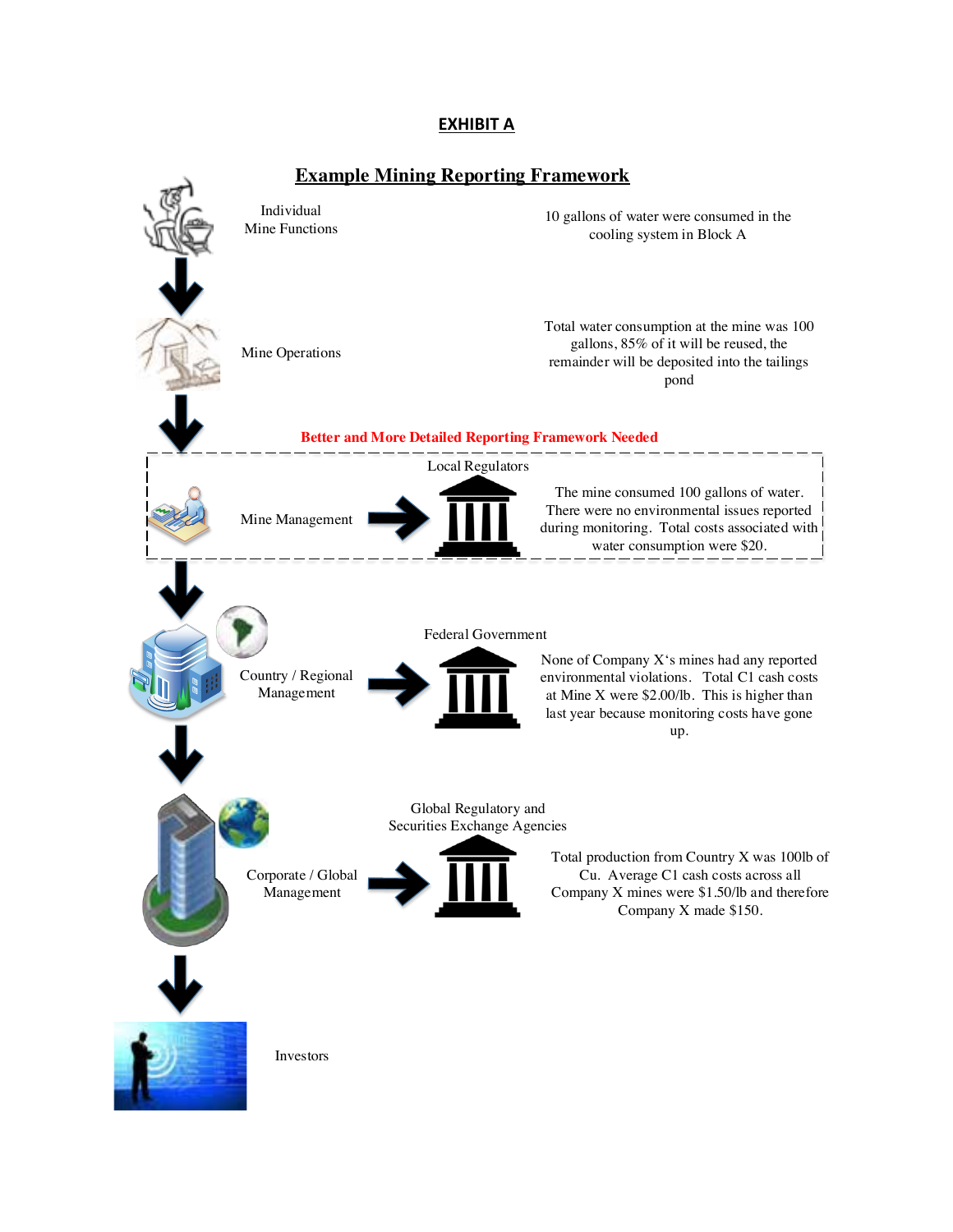# EXHIBIT A

## Example Mining Reporting Framework

Individual Mine Functions

10 gallons of water were consumed in the cooling system in Block A

Mine Operations

Total water consumption at the mine was 100 gallons, 85% of it will be reused, the remainder will be deposited into the tailings pond

**Better and More Detailed Reporting Framework Needed**

Mine Management

Local Regulators

The mine consumed 100 gallons of water. There were no environmental issues reported during monitoring. Total costs associated with water consumption were $20.

Country / Regional Management

Federal Government

None of Company X's mines had any reported environmental violations. Total C1 cash costs at Mine X were $2.00/lb. This is higher than last year because monitoring costs have gone up.

Corporate / Global Management

Global Regulatory and Securities Exchange Agencies

Total production from Country X was 100lb of Cu. Average C1 cash costs across all Company X mines were $1.50/lb and therefore Company X made $150.

Investors